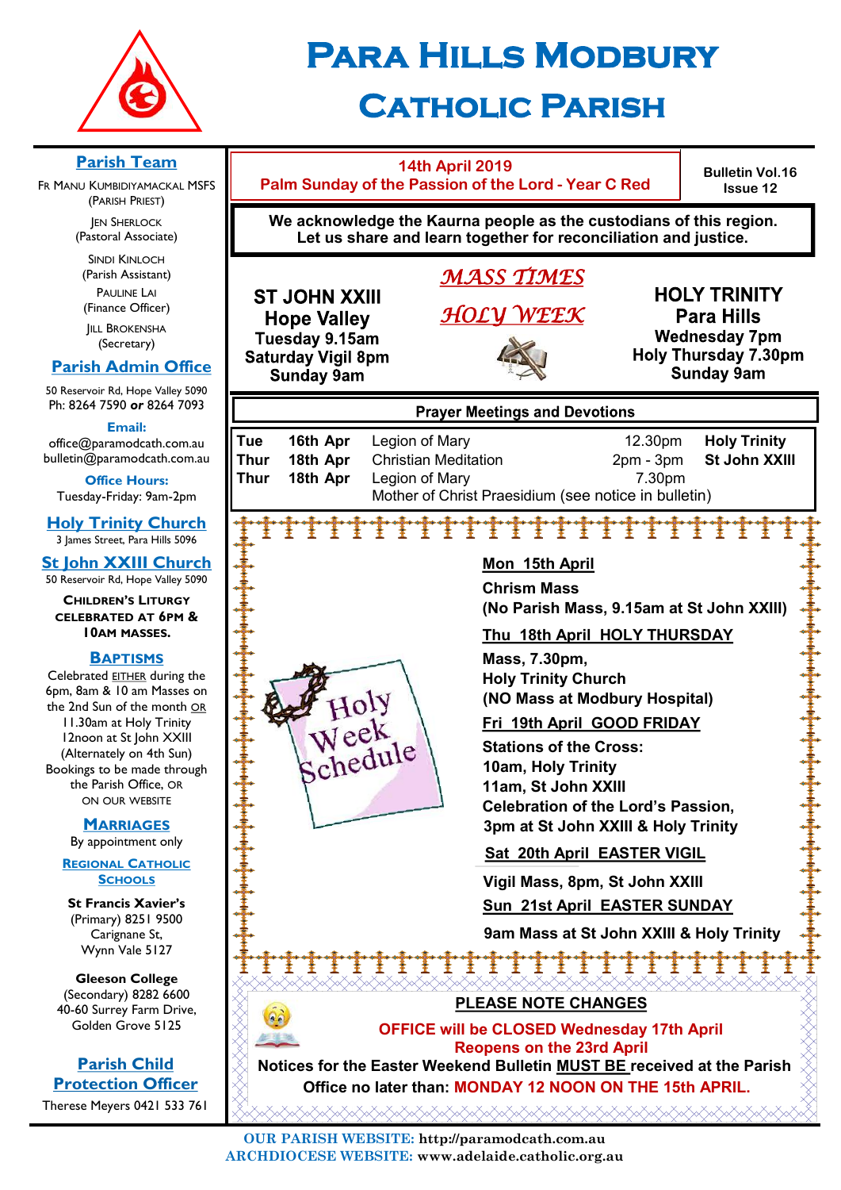# Para Hills Modbury Catholic Parish

## Parish Team

Fr Manu Kumbidiyamackal MSFS (Parish Priest)

Jen Sherlock (Pastoral Associate)

Sindi Kinloch (Parish Assistant)

Pauline Lai (Finance Officer)

Jill Brokensha (Secretary)

## Parish Admin Office

50 Reservoir Rd, Hope Valley 5090
Ph: 8264 7590 **or** 8264 7093

**Email:**
office@paramodcath.com.au
bulletin@paramodcath.com.au

**Office Hours:**
Tuesday-Friday: 9am-2pm

## Holy Trinity Church

3 James Street, Para Hills 5096

## St John XXIII Church

50 Reservoir Rd, Hope Valley 5090

**Children's Liturgy celebrated at 6pm & 10am Masses.**

## Baptisms

Celebrated EITHER during the 6pm, 8am & 10 am Masses on the 2nd Sun of the month OR 11.30am at Holy Trinity 12noon at St John XXIII (Alternately on 4th Sun) Bookings to be made through the Parish Office, OR ON OUR WEBSITE

## Marriages

By appointment only

## Regional Catholic Schools

**St Francis Xavier's**
(Primary) 8251 9500
Carignane St,
Wynn Vale 5127

**Gleeson College**
(Secondary) 8282 6600
40-60 Surrey Farm Drive,
Golden Grove 5125

## Parish Child Protection Officer

Therese Meyers 0421 533 761

---

**14th April 2019**
**Palm Sunday of the Passion of the Lord - Year C Red**

**Bulletin Vol.16 Issue 12**

**We acknowledge the Kaurna people as the custodians of this region. Let us share and learn together for reconciliation and justice.**

## *MASS TIMES*

**ST JOHN XXIII**
**Hope Valley**
**Tuesday 9.15am**
**Saturday Vigil 8pm**
**Sunday 9am**

## *HOLY WEEK*

**HOLY TRINITY**
**Para Hills**
**Wednesday 7pm**
**Holy Thursday 7.30pm**
**Sunday 9am**

### Prayer Meetings and Devotions

| | | | | |
|---|---|---|---|---|
| Tue | 16th Apr | Legion of Mary | 12.30pm | Holy Trinity |
| Thur | 18th Apr | Christian Meditation | 2pm - 3pm | St John XXIII |
| Thur | 18th Apr | Legion of Mary | 7.30pm | |
| | | Mother of Christ Praesidium (see notice in bulletin) | | |

### Holy Week Schedule

**Mon 15th April**
**Chrism Mass**
**(No Parish Mass, 9.15am at St John XXIII)**

**Thu 18th April HOLY THURSDAY**
**Mass, 7.30pm,**
**Holy Trinity Church**
**(NO Mass at Modbury Hospital)**

**Fri 19th April GOOD FRIDAY**
**Stations of the Cross:**
**10am, Holy Trinity**
**11am, St John XXIII**
**Celebration of the Lord's Passion,**
**3pm at St John XXIII & Holy Trinity**

**Sat 20th April EASTER VIGIL**
**Vigil Mass, 8pm, St John XXIII**

**Sun 21st April EASTER SUNDAY**
**9am Mass at St John XXIII & Holy Trinity**

### PLEASE NOTE CHANGES

**OFFICE will be CLOSED Wednesday 17th April**
**Reopens on the 23rd April**

**Notices for the Easter Weekend Bulletin MUST BE received at the Parish Office no later than: MONDAY 12 NOON ON THE 15th APRIL.**

**OUR PARISH WEBSITE:** http://paramodcath.com.au
**ARCHDIOCESE WEBSITE:** www.adelaide.catholic.org.au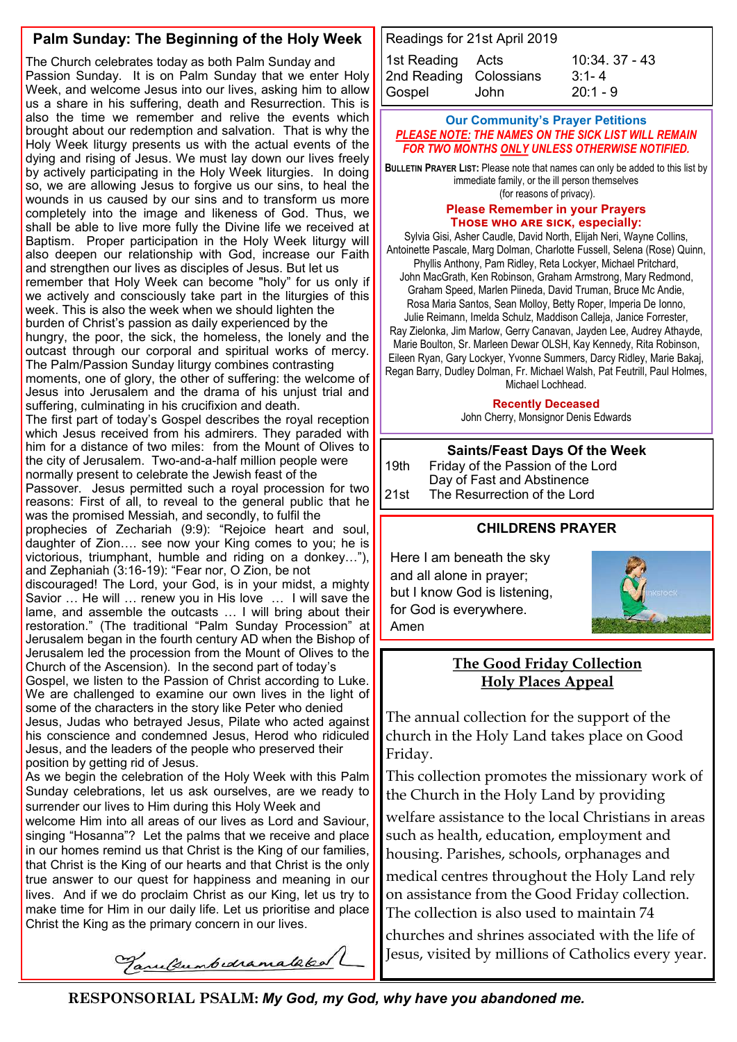## Palm Sunday: The Beginning of the Holy Week

The Church celebrates today as both Palm Sunday and Passion Sunday. It is on Palm Sunday that we enter Holy Week, and welcome Jesus into our lives, asking him to allow us a share in his suffering, death and Resurrection. This is also the time we remember and relive the events which brought about our redemption and salvation. That is why the Holy Week liturgy presents us with the actual events of the dying and rising of Jesus. We must lay down our lives freely by actively participating in the Holy Week liturgies. In doing so, we are allowing Jesus to forgive us our sins, to heal the wounds in us caused by our sins and to transform us more completely into the image and likeness of God. Thus, we shall be able to live more fully the Divine life we received at Baptism. Proper participation in the Holy Week liturgy will also deepen our relationship with God, increase our Faith and strengthen our lives as disciples of Jesus. But let us remember that Holy Week can become "holy" for us only if we actively and consciously take part in the liturgies of this week. This is also the week when we should lighten the burden of Christ's passion as daily experienced by the hungry, the poor, the sick, the homeless, the lonely and the outcast through our corporal and spiritual works of mercy. The Palm/Passion Sunday liturgy combines contrasting moments, one of glory, the other of suffering: the welcome of Jesus into Jerusalem and the drama of his unjust trial and suffering, culminating in his crucifixion and death.

The first part of today's Gospel describes the royal reception which Jesus received from his admirers. They paraded with him for a distance of two miles: from the Mount of Olives to the city of Jerusalem. Two-and-a-half million people were normally present to celebrate the Jewish feast of the Passover. Jesus permitted such a royal procession for two reasons: First of all, to reveal to the general public that he was the promised Messiah, and secondly, to fulfil the prophecies of Zechariah (9:9): "Rejoice heart and soul, daughter of Zion…. see now your King comes to you; he is victorious, triumphant, humble and riding on a donkey…"), and Zephaniah (3:16-19): "Fear nor, O Zion, be not discouraged! The Lord, your God, is in your midst, a mighty Savior … He will … renew you in His love … I will save the lame, and assemble the outcasts … I will bring about their restoration." (The traditional "Palm Sunday Procession" at Jerusalem began in the fourth century AD when the Bishop of Jerusalem led the procession from the Mount of Olives to the Church of the Ascension). In the second part of today's Gospel, we listen to the Passion of Christ according to Luke. We are challenged to examine our own lives in the light of some of the characters in the story like Peter who denied Jesus, Judas who betrayed Jesus, Pilate who acted against his conscience and condemned Jesus, Herod who ridiculed Jesus, and the leaders of the people who preserved their position by getting rid of Jesus.

As we begin the celebration of the Holy Week with this Palm Sunday celebrations, let us ask ourselves, are we ready to surrender our lives to Him during this Holy Week and welcome Him into all areas of our lives as Lord and Saviour, singing "Hosanna"? Let the palms that we receive and place in our homes remind us that Christ is the King of our families, that Christ is the King of our hearts and that Christ is the only true answer to our quest for happiness and meaning in our lives. And if we do proclaim Christ as our King, let us try to make time for Him in our daily life. Let us prioritise and place Christ the King as the primary concern in our lives.

*[Signature]*

### Readings for 21st April 2019

| | | |
|---|---|---|
| 1st Reading | Acts | 10:34. 37 - 43 |
| 2nd Reading | Colossians | 3:1- 4 |
| Gospel | John | 20:1 - 9 |

### Our Community's Prayer Petitions

***PLEASE NOTE: THE NAMES ON THE SICK LIST WILL REMAIN FOR TWO MONTHS ONLY UNLESS OTHERWISE NOTIFIED.***

**BULLETIN PRAYER LIST:** Please note that names can only be added to this list by immediate family, or the ill person themselves (for reasons of privacy).

**Please Remember in your Prayers**
**THOSE WHO ARE SICK, especially:**

Sylvia Gisi, Asher Caudle, David North, Elijah Neri, Wayne Collins, Antoinette Pascale, Marg Dolman, Charlotte Fussell, Selena (Rose) Quinn, Phyllis Anthony, Pam Ridley, Reta Lockyer, Michael Pritchard, John MacGrath, Ken Robinson, Graham Armstrong, Mary Redmond, Graham Speed, Marlen Piineda, David Truman, Bruce Mc Andie, Rosa Maria Santos, Sean Molloy, Betty Roper, Imperia De Ionno, Julie Reimann, Imelda Schulz, Maddison Calleja, Janice Forrester, Ray Zielonka, Jim Marlow, Gerry Canavan, Jayden Lee, Audrey Athayde, Marie Boulton, Sr. Marleen Dewar OLSH, Kay Kennedy, Rita Robinson, Eileen Ryan, Gary Lockyer, Yvonne Summers, Darcy Ridley, Marie Bakaj, Regan Barry, Dudley Dolman, Fr. Michael Walsh, Pat Feutrill, Paul Holmes, Michael Lochhead.

**Recently Deceased**
John Cherry, Monsignor Denis Edwards

### Saints/Feast Days Of the Week

| | |
|---|---|
| 19th | Friday of the Passion of the Lord<br>Day of Fast and Abstinence |
| 21st | The Resurrection of the Lord |

### CHILDRENS PRAYER

Here I am beneath the sky
and all alone in prayer;
but I know God is listening,
for God is everywhere.
Amen

### The Good Friday Collection
### Holy Places Appeal

The annual collection for the support of the church in the Holy Land takes place on Good Friday.

This collection promotes the missionary work of the Church in the Holy Land by providing welfare assistance to the local Christians in areas such as health, education, employment and housing. Parishes, schools, orphanages and medical centres throughout the Holy Land rely on assistance from the Good Friday collection. The collection is also used to maintain 74 churches and shrines associated with the life of Jesus, visited by millions of Catholics every year.

**RESPONSORIAL PSALM:** ***My God, my God, why have you abandoned me.***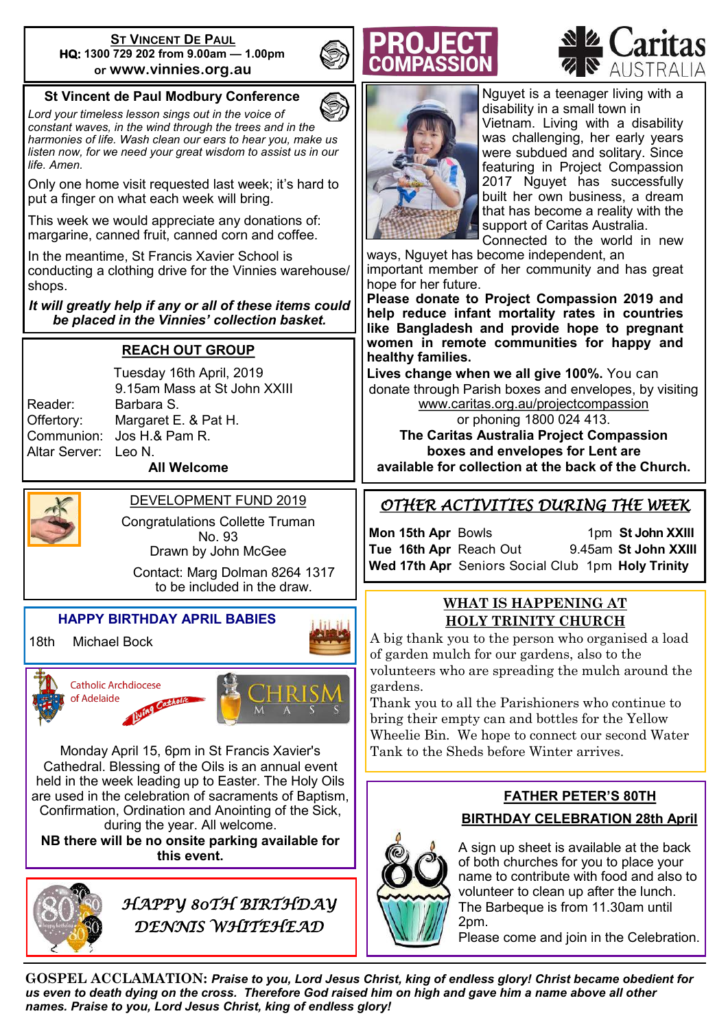## St Vincent De Paul

**HQ: 1300 729 202 from 9.00am — 1.00pm**
or **www.vinnies.org.au**

### St Vincent de Paul Modbury Conference

*Lord your timeless lesson sings out in the voice of constant waves, in the wind through the trees and in the harmonies of life. Wash clean our ears to hear you, make us listen now, for we need your great wisdom to assist us in our life. Amen.*

Only one home visit requested last week; it's hard to put a finger on what each week will bring.

This week we would appreciate any donations of: margarine, canned fruit, canned corn and coffee.

In the meantime, St Francis Xavier School is conducting a clothing drive for the Vinnies warehouse/ shops.

***It will greatly help if any or all of these items could be placed in the Vinnies' collection basket.***

### REACH OUT GROUP

Tuesday 16th April, 2019
9.15am Mass at St John XXIII

| | |
|---|---|
| Reader: | Barbara S. |
| Offertory: | Margaret E. & Pat H. |
| Communion: | Jos H.& Pam R. |
| Altar Server: | Leo N. |

**All Welcome**

### DEVELOPMENT FUND 2019

Congratulations Collette Truman
No. 93
Drawn by John McGee

Contact: Marg Dolman 8264 1317 to be included in the draw.

### HAPPY BIRTHDAY APRIL BABIES

18th Michael Bock

### Catholic Archdiocese of Adelaide — Living Catholic — CHRISM MASS

Monday April 15, 6pm in St Francis Xavier's Cathedral. Blessing of the Oils is an annual event held in the week leading up to Easter. The Holy Oils are used in the celebration of sacraments of Baptism, Confirmation, Ordination and Anointing of the Sick, during the year. All welcome.

**NB there will be no onsite parking available for this event.**

### *HAPPY 80TH BIRTHDAY DENNIS WHITEHEAD*

## PROJECT COMPASSION — Caritas AUSTRALIA

Nguyet is a teenager living with a disability in a small town in Vietnam. Living with a disability was challenging, her early years were subdued and solitary. Since featuring in Project Compassion 2017 Nguyet has successfully built her own business, a dream that has become a reality with the support of Caritas Australia. Connected to the world in new ways, Nguyet has become independent, an important member of her community and has great hope for her future.

**Please donate to Project Compassion 2019 and help reduce infant mortality rates in countries like Bangladesh and provide hope to pregnant women in remote communities for happy and healthy families.**

**Lives change when we all give 100%.** You can donate through Parish boxes and envelopes, by visiting www.caritas.org.au/projectcompassion or phoning 1800 024 413.

**The Caritas Australia Project Compassion boxes and envelopes for Lent are available for collection at the back of the Church.**

### *OTHER ACTIVITIES DURING THE WEEK*

| | | | |
|---|---|---|---|
| **Mon 15th Apr** | Bowls | 1pm | **St John XXIII** |
| **Tue 16th Apr** | Reach Out | 9.45am | **St John XXIII** |
| **Wed 17th Apr** | Seniors Social Club | 1pm | **Holy Trinity** |

### WHAT IS HAPPENING AT HOLY TRINITY CHURCH

A big thank you to the person who organised a load of garden mulch for our gardens, also to the volunteers who are spreading the mulch around the gardens.

Thank you to all the Parishioners who continue to bring their empty can and bottles for the Yellow Wheelie Bin. We hope to connect our second Water Tank to the Sheds before Winter arrives.

### FATHER PETER'S 80TH BIRTHDAY CELEBRATION 28th April

A sign up sheet is available at the back of both churches for you to place your name to contribute with food and also to volunteer to clean up after the lunch. The Barbeque is from 11.30am until 2pm.

Please come and join in the Celebration.

---

**GOSPEL ACCLAMATION:** ***Praise to you, Lord Jesus Christ, king of endless glory! Christ became obedient for us even to death dying on the cross. Therefore God raised him on high and gave him a name above all other names. Praise to you, Lord Jesus Christ, king of endless glory!***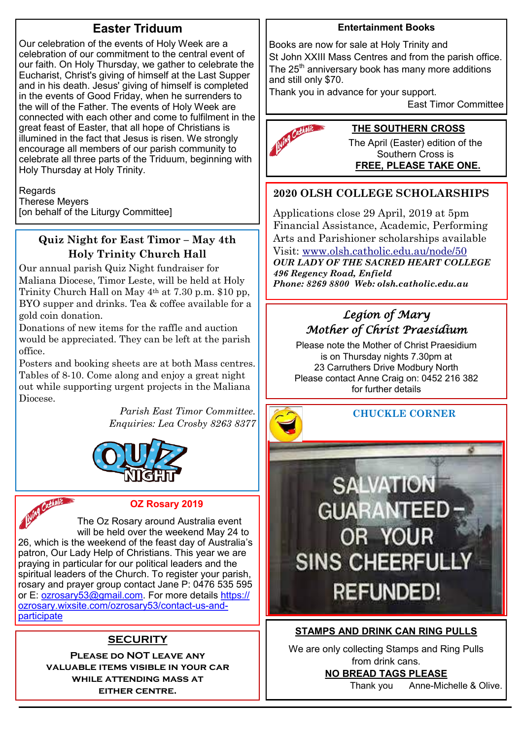## Easter Triduum

Our celebration of the events of Holy Week are a celebration of our commitment to the central event of our faith. On Holy Thursday, we gather to celebrate the Eucharist, Christ's giving of himself at the Last Supper and in his death. Jesus' giving of himself is completed in the events of Good Friday, when he surrenders to the will of the Father. The events of Holy Week are connected with each other and come to fulfilment in the great feast of Easter, that all hope of Christians is illumined in the fact that Jesus is risen. We strongly encourage all members of our parish community to celebrate all three parts of the Triduum, beginning with Holy Thursday at Holy Trinity.

Regards
Therese Meyers
[on behalf of the Liturgy Committee]

## Quiz Night for East Timor – May 4th
## Holy Trinity Church Hall

Our annual parish Quiz Night fundraiser for Maliana Diocese, Timor Leste, will be held at Holy Trinity Church Hall on May 4th at 7.30 p.m. $10 pp, BYO supper and drinks. Tea & coffee available for a gold coin donation.

Donations of new items for the raffle and auction would be appreciated. They can be left at the parish office.

Posters and booking sheets are at both Mass centres. Tables of 8-10. Come along and enjoy a great night out while supporting urgent projects in the Maliana Diocese.

*Parish East Timor Committee.*
*Enquiries: Lea Crosby 8263 8377*

QUIZ NIGHT

## OZ Rosary 2019

Living Catholic

The Oz Rosary around Australia event will be held over the weekend May 24 to 26, which is the weekend of the feast day of Australia's patron, Our Lady Help of Christians. This year we are praying in particular for our political leaders and the spiritual leaders of the Church. To register your parish, rosary and prayer group contact Jane P: 0476 535 595 or E: ozrosary53@gmail.com. For more details https://ozrosary.wixsite.com/ozrosary53/contact-us-and-participate

## SECURITY

**Please do NOT leave any valuable items visible in your car while attending Mass at either centre.**

## Entertainment Books

Books are now for sale at Holy Trinity and St John XXIII Mass Centres and from the parish office. The 25th anniversary book has many more additions and still only $70.

Thank you in advance for your support.

East Timor Committee

## THE SOUTHERN CROSS

Living Catholic

The April (Easter) edition of the Southern Cross is
**FREE, PLEASE TAKE ONE.**

## 2020 OLSH COLLEGE SCHOLARSHIPS

Applications close 29 April, 2019 at 5pm
Financial Assistance, Academic, Performing Arts and Parishioner scholarships available
Visit: www.olsh.catholic.edu.au/node/50
***OUR LADY OF THE SACRED HEART COLLEGE***
***496 Regency Road, Enfield***
***Phone: 8269 8800 Web: olsh.catholic.edu.au***

## *Legion of Mary*
## *Mother of Christ Praesidium*

Please note the Mother of Christ Praesidium is on Thursday nights 7.30pm at
23 Carruthers Drive Modbury North
Please contact Anne Craig on: 0452 216 382
for further details

## CHUCKLE CORNER

SALVATION GUARANTEED – OR YOUR SINS CHEERFULLY REFUNDED!

## STAMPS AND DRINK CAN RING PULLS

We are only collecting Stamps and Ring Pulls from drink cans.

**NO BREAD TAGS PLEASE**

Thank you Anne-Michelle & Olive.